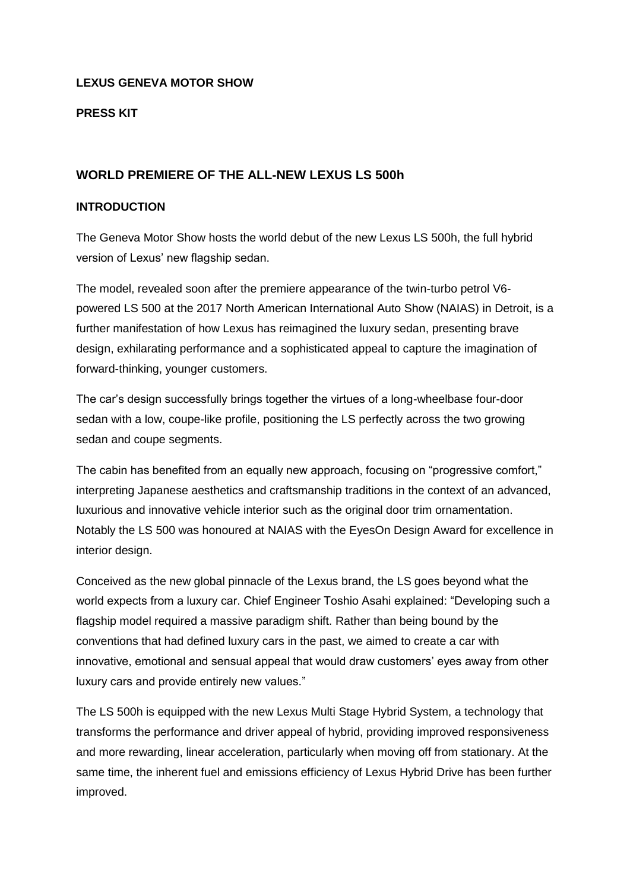**LEXUS GENEVA MOTOR SHOW**

**PRESS KIT**

## WORLD PREMIERE OF THE ALL-NEW LEXUS LS 500h

### INTRODUCTION

The Geneva Motor Show hosts the world debut of the new Lexus LS 500h, the full hybrid version of Lexus' new flagship sedan.

The model, revealed soon after the premiere appearance of the twin-turbo petrol V6-powered LS 500 at the 2017 North American International Auto Show (NAIAS) in Detroit, is a further manifestation of how Lexus has reimagined the luxury sedan, presenting brave design, exhilarating performance and a sophisticated appeal to capture the imagination of forward-thinking, younger customers.

The car's design successfully brings together the virtues of a long-wheelbase four-door sedan with a low, coupe-like profile, positioning the LS perfectly across the two growing sedan and coupe segments.

The cabin has benefited from an equally new approach, focusing on "progressive comfort," interpreting Japanese aesthetics and craftsmanship traditions in the context of an advanced, luxurious and innovative vehicle interior such as the original door trim ornamentation. Notably the LS 500 was honoured at NAIAS with the EyesOn Design Award for excellence in interior design.

Conceived as the new global pinnacle of the Lexus brand, the LS goes beyond what the world expects from a luxury car. Chief Engineer Toshio Asahi explained: "Developing such a flagship model required a massive paradigm shift. Rather than being bound by the conventions that had defined luxury cars in the past, we aimed to create a car with innovative, emotional and sensual appeal that would draw customers' eyes away from other luxury cars and provide entirely new values."

The LS 500h is equipped with the new Lexus Multi Stage Hybrid System, a technology that transforms the performance and driver appeal of hybrid, providing improved responsiveness and more rewarding, linear acceleration, particularly when moving off from stationary. At the same time, the inherent fuel and emissions efficiency of Lexus Hybrid Drive has been further improved.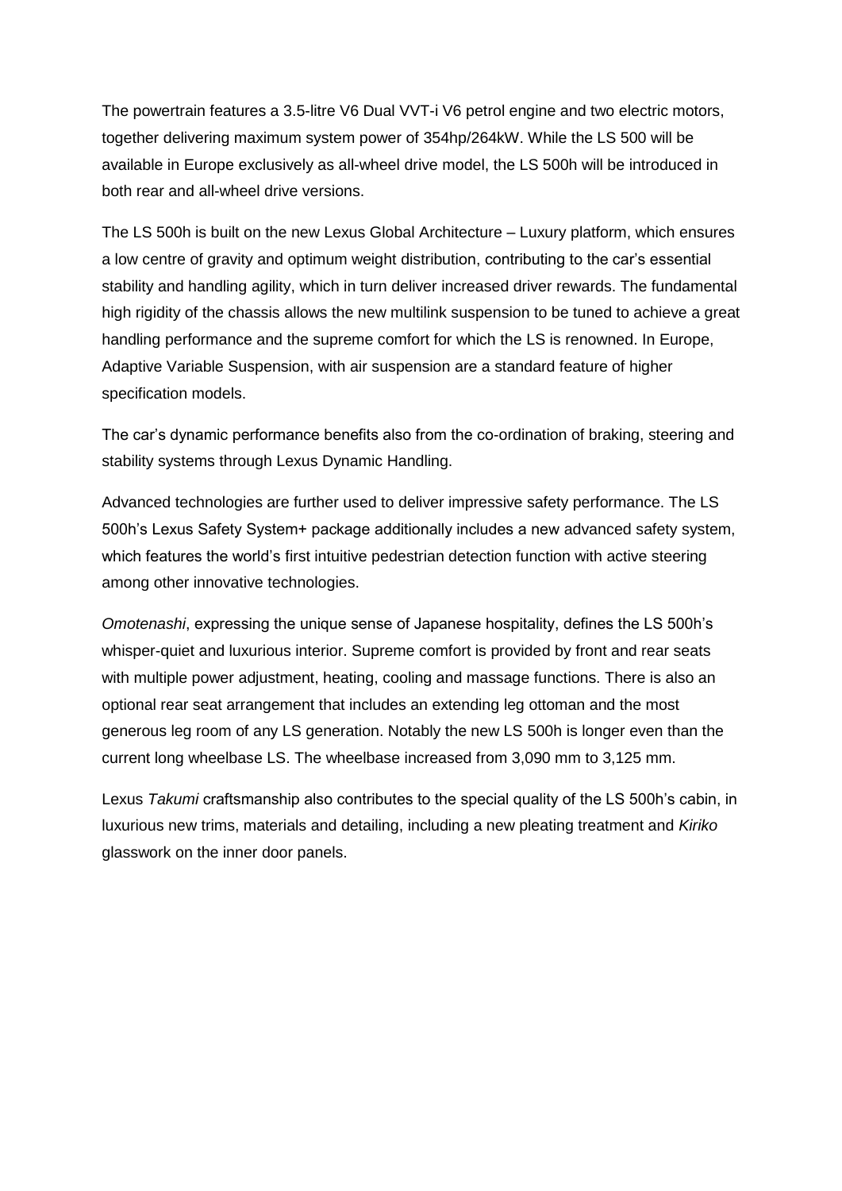The powertrain features a 3.5-litre V6 Dual VVT-i V6 petrol engine and two electric motors, together delivering maximum system power of 354hp/264kW. While the LS 500 will be available in Europe exclusively as all-wheel drive model, the LS 500h will be introduced in both rear and all-wheel drive versions.

The LS 500h is built on the new Lexus Global Architecture – Luxury platform, which ensures a low centre of gravity and optimum weight distribution, contributing to the car's essential stability and handling agility, which in turn deliver increased driver rewards. The fundamental high rigidity of the chassis allows the new multilink suspension to be tuned to achieve a great handling performance and the supreme comfort for which the LS is renowned. In Europe, Adaptive Variable Suspension, with air suspension are a standard feature of higher specification models.

The car's dynamic performance benefits also from the co-ordination of braking, steering and stability systems through Lexus Dynamic Handling.

Advanced technologies are further used to deliver impressive safety performance. The LS 500h's Lexus Safety System+ package additionally includes a new advanced safety system, which features the world's first intuitive pedestrian detection function with active steering among other innovative technologies.

*Omotenashi*, expressing the unique sense of Japanese hospitality, defines the LS 500h's whisper-quiet and luxurious interior. Supreme comfort is provided by front and rear seats with multiple power adjustment, heating, cooling and massage functions. There is also an optional rear seat arrangement that includes an extending leg ottoman and the most generous leg room of any LS generation. Notably the new LS 500h is longer even than the current long wheelbase LS. The wheelbase increased from 3,090 mm to 3,125 mm.

Lexus *Takumi* craftsmanship also contributes to the special quality of the LS 500h's cabin, in luxurious new trims, materials and detailing, including a new pleating treatment and *Kiriko* glasswork on the inner door panels.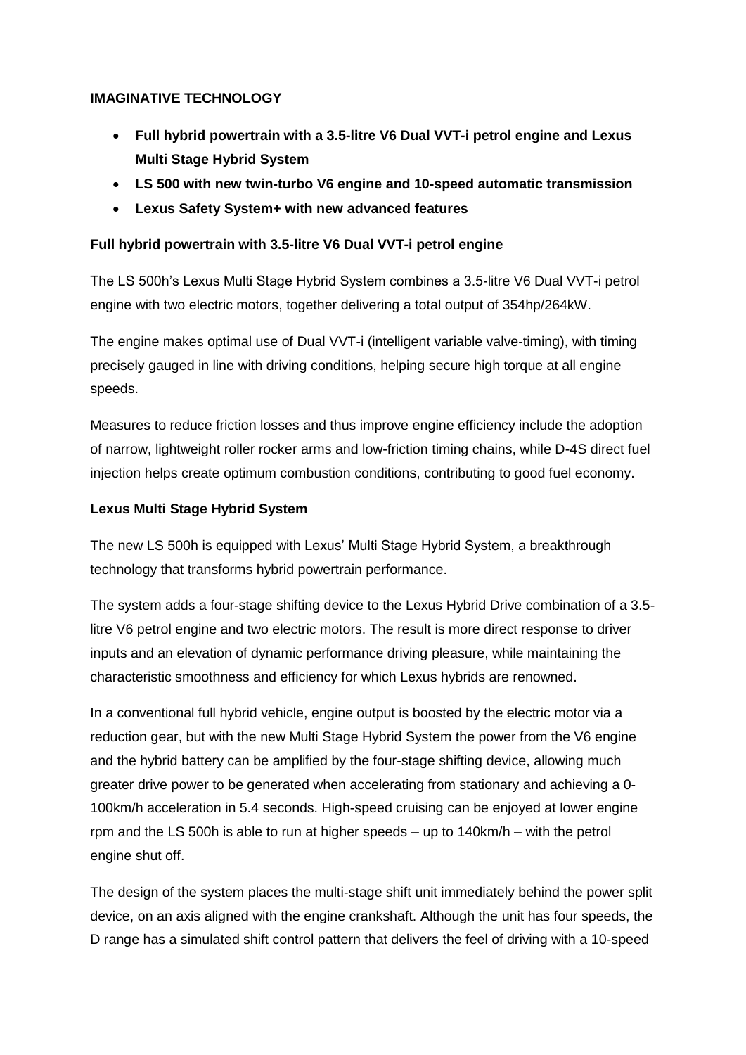**IMAGINATIVE TECHNOLOGY**

- **Full hybrid powertrain with a 3.5-litre V6 Dual VVT-i petrol engine and Lexus Multi Stage Hybrid System**
- **LS 500 with new twin-turbo V6 engine and 10-speed automatic transmission**
- **Lexus Safety System+ with new advanced features**

**Full hybrid powertrain with 3.5-litre V6 Dual VVT-i petrol engine**

The LS 500h's Lexus Multi Stage Hybrid System combines a 3.5-litre V6 Dual VVT-i petrol engine with two electric motors, together delivering a total output of 354hp/264kW.

The engine makes optimal use of Dual VVT-i (intelligent variable valve-timing), with timing precisely gauged in line with driving conditions, helping secure high torque at all engine speeds.

Measures to reduce friction losses and thus improve engine efficiency include the adoption of narrow, lightweight roller rocker arms and low-friction timing chains, while D-4S direct fuel injection helps create optimum combustion conditions, contributing to good fuel economy.

**Lexus Multi Stage Hybrid System**

The new LS 500h is equipped with Lexus' Multi Stage Hybrid System, a breakthrough technology that transforms hybrid powertrain performance.

The system adds a four-stage shifting device to the Lexus Hybrid Drive combination of a 3.5-litre V6 petrol engine and two electric motors. The result is more direct response to driver inputs and an elevation of dynamic performance driving pleasure, while maintaining the characteristic smoothness and efficiency for which Lexus hybrids are renowned.

In a conventional full hybrid vehicle, engine output is boosted by the electric motor via a reduction gear, but with the new Multi Stage Hybrid System the power from the V6 engine and the hybrid battery can be amplified by the four-stage shifting device, allowing much greater drive power to be generated when accelerating from stationary and achieving a 0-100km/h acceleration in 5.4 seconds. High-speed cruising can be enjoyed at lower engine rpm and the LS 500h is able to run at higher speeds – up to 140km/h – with the petrol engine shut off.

The design of the system places the multi-stage shift unit immediately behind the power split device, on an axis aligned with the engine crankshaft. Although the unit has four speeds, the D range has a simulated shift control pattern that delivers the feel of driving with a 10-speed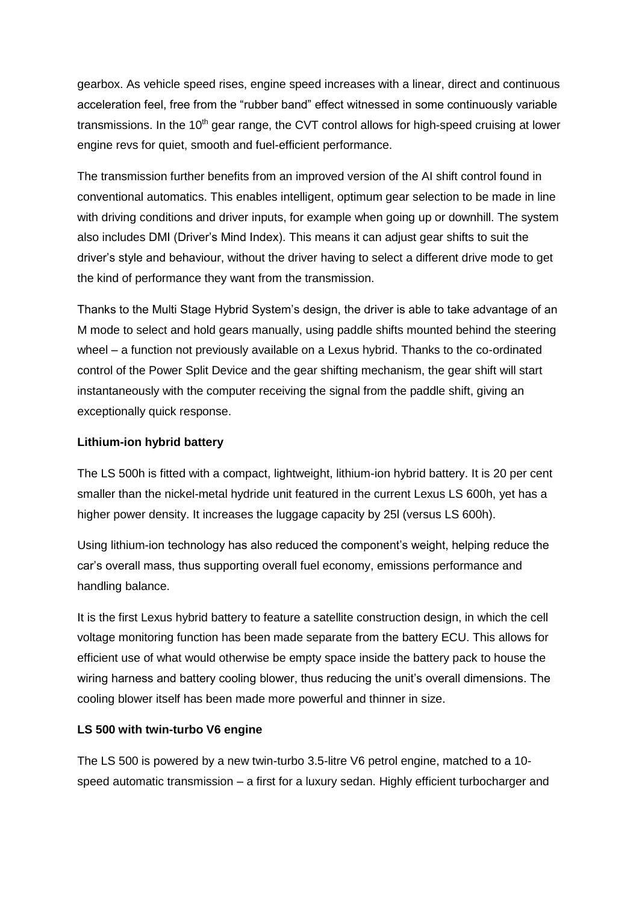gearbox. As vehicle speed rises, engine speed increases with a linear, direct and continuous acceleration feel, free from the "rubber band" effect witnessed in some continuously variable transmissions. In the 10th gear range, the CVT control allows for high-speed cruising at lower engine revs for quiet, smooth and fuel-efficient performance.

The transmission further benefits from an improved version of the AI shift control found in conventional automatics. This enables intelligent, optimum gear selection to be made in line with driving conditions and driver inputs, for example when going up or downhill. The system also includes DMI (Driver's Mind Index). This means it can adjust gear shifts to suit the driver's style and behaviour, without the driver having to select a different drive mode to get the kind of performance they want from the transmission.

Thanks to the Multi Stage Hybrid System's design, the driver is able to take advantage of an M mode to select and hold gears manually, using paddle shifts mounted behind the steering wheel – a function not previously available on a Lexus hybrid. Thanks to the co-ordinated control of the Power Split Device and the gear shifting mechanism, the gear shift will start instantaneously with the computer receiving the signal from the paddle shift, giving an exceptionally quick response.

**Lithium-ion hybrid battery**

The LS 500h is fitted with a compact, lightweight, lithium-ion hybrid battery. It is 20 per cent smaller than the nickel-metal hydride unit featured in the current Lexus LS 600h, yet has a higher power density. It increases the luggage capacity by 25l (versus LS 600h).

Using lithium-ion technology has also reduced the component's weight, helping reduce the car's overall mass, thus supporting overall fuel economy, emissions performance and handling balance.

It is the first Lexus hybrid battery to feature a satellite construction design, in which the cell voltage monitoring function has been made separate from the battery ECU. This allows for efficient use of what would otherwise be empty space inside the battery pack to house the wiring harness and battery cooling blower, thus reducing the unit's overall dimensions. The cooling blower itself has been made more powerful and thinner in size.

**LS 500 with twin-turbo V6 engine**

The LS 500 is powered by a new twin-turbo 3.5-litre V6 petrol engine, matched to a 10-speed automatic transmission – a first for a luxury sedan. Highly efficient turbocharger and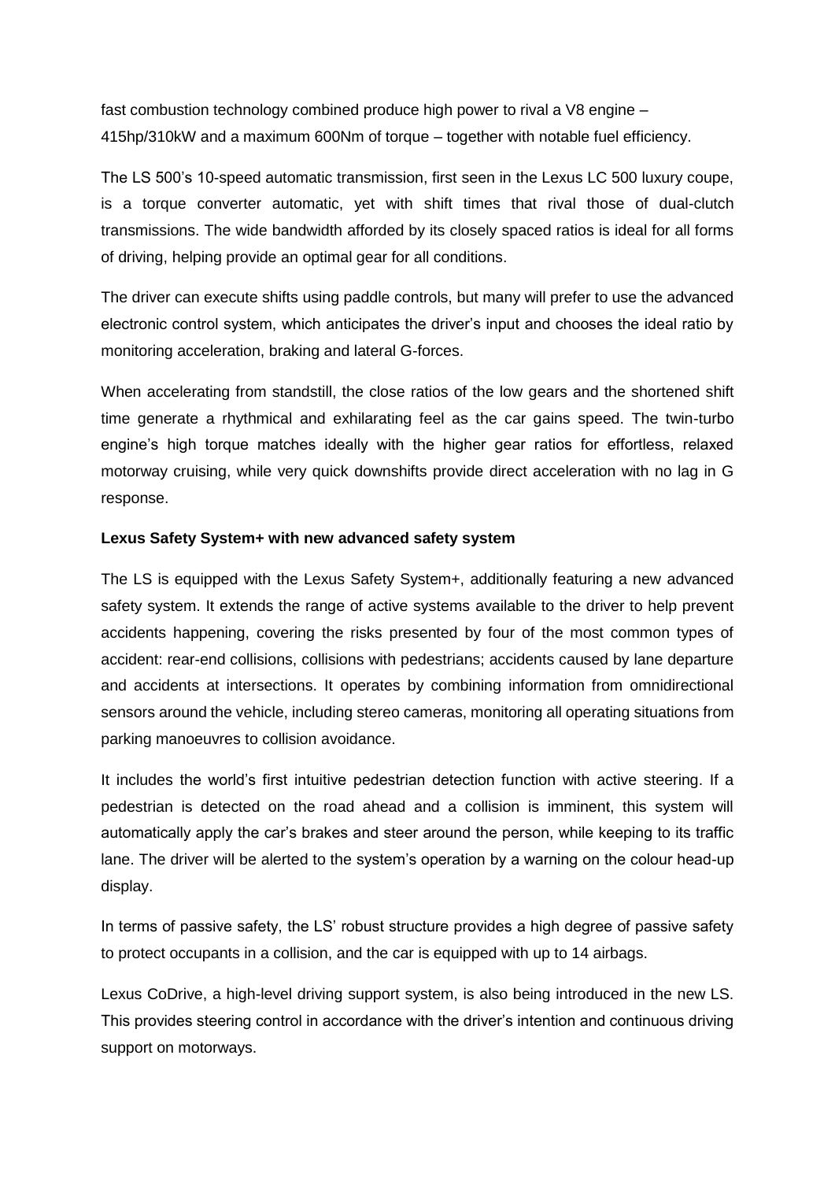fast combustion technology combined produce high power to rival a V8 engine – 415hp/310kW and a maximum 600Nm of torque – together with notable fuel efficiency.

The LS 500's 10-speed automatic transmission, first seen in the Lexus LC 500 luxury coupe, is a torque converter automatic, yet with shift times that rival those of dual-clutch transmissions. The wide bandwidth afforded by its closely spaced ratios is ideal for all forms of driving, helping provide an optimal gear for all conditions.

The driver can execute shifts using paddle controls, but many will prefer to use the advanced electronic control system, which anticipates the driver's input and chooses the ideal ratio by monitoring acceleration, braking and lateral G-forces.

When accelerating from standstill, the close ratios of the low gears and the shortened shift time generate a rhythmical and exhilarating feel as the car gains speed. The twin-turbo engine's high torque matches ideally with the higher gear ratios for effortless, relaxed motorway cruising, while very quick downshifts provide direct acceleration with no lag in G response.

**Lexus Safety System+ with new advanced safety system**

The LS is equipped with the Lexus Safety System+, additionally featuring a new advanced safety system. It extends the range of active systems available to the driver to help prevent accidents happening, covering the risks presented by four of the most common types of accident: rear-end collisions, collisions with pedestrians; accidents caused by lane departure and accidents at intersections. It operates by combining information from omnidirectional sensors around the vehicle, including stereo cameras, monitoring all operating situations from parking manoeuvres to collision avoidance.

It includes the world's first intuitive pedestrian detection function with active steering. If a pedestrian is detected on the road ahead and a collision is imminent, this system will automatically apply the car's brakes and steer around the person, while keeping to its traffic lane. The driver will be alerted to the system's operation by a warning on the colour head-up display.

In terms of passive safety, the LS' robust structure provides a high degree of passive safety to protect occupants in a collision, and the car is equipped with up to 14 airbags.

Lexus CoDrive, a high-level driving support system, is also being introduced in the new LS. This provides steering control in accordance with the driver's intention and continuous driving support on motorways.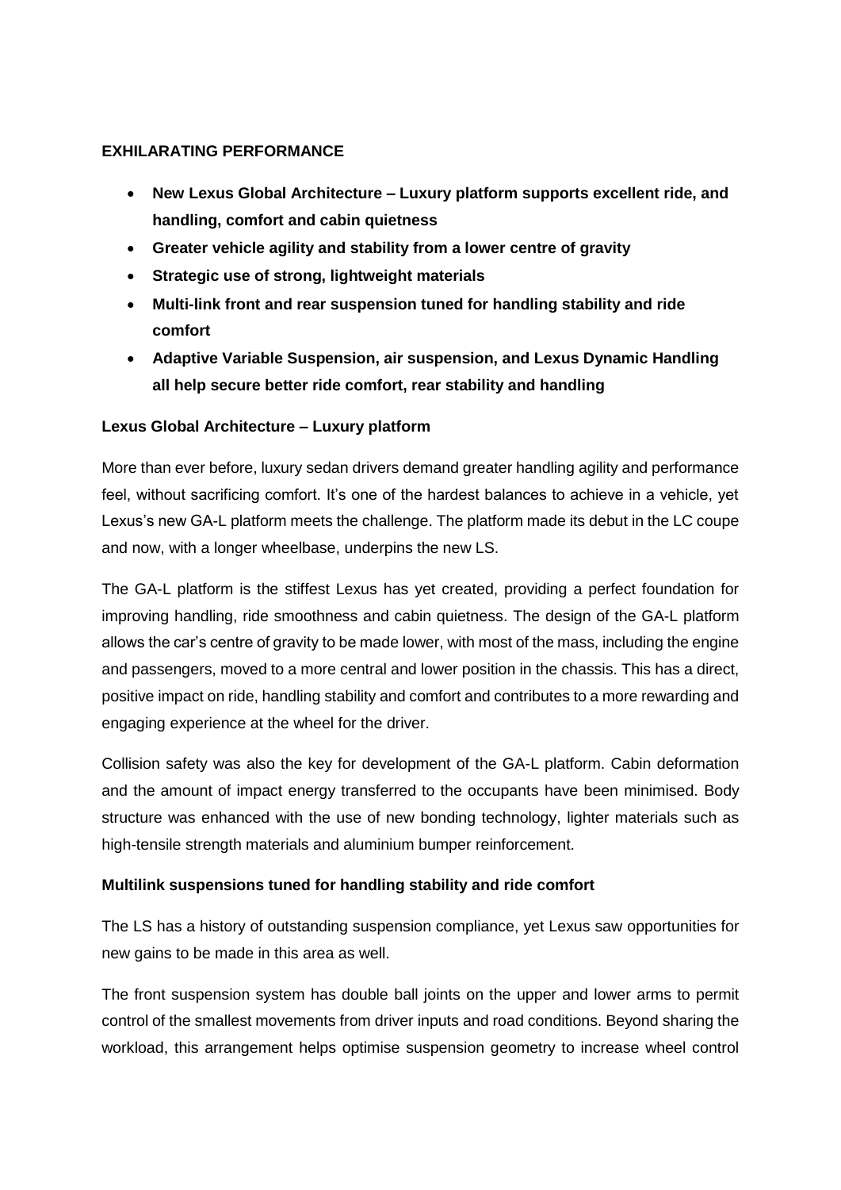**EXHILARATING PERFORMANCE**

- **New Lexus Global Architecture – Luxury platform supports excellent ride, and handling, comfort and cabin quietness**
- **Greater vehicle agility and stability from a lower centre of gravity**
- **Strategic use of strong, lightweight materials**
- **Multi-link front and rear suspension tuned for handling stability and ride comfort**
- **Adaptive Variable Suspension, air suspension, and Lexus Dynamic Handling all help secure better ride comfort, rear stability and handling**

**Lexus Global Architecture – Luxury platform**

More than ever before, luxury sedan drivers demand greater handling agility and performance feel, without sacrificing comfort. It's one of the hardest balances to achieve in a vehicle, yet Lexus's new GA-L platform meets the challenge. The platform made its debut in the LC coupe and now, with a longer wheelbase, underpins the new LS.

The GA-L platform is the stiffest Lexus has yet created, providing a perfect foundation for improving handling, ride smoothness and cabin quietness. The design of the GA-L platform allows the car's centre of gravity to be made lower, with most of the mass, including the engine and passengers, moved to a more central and lower position in the chassis. This has a direct, positive impact on ride, handling stability and comfort and contributes to a more rewarding and engaging experience at the wheel for the driver.

Collision safety was also the key for development of the GA-L platform. Cabin deformation and the amount of impact energy transferred to the occupants have been minimised. Body structure was enhanced with the use of new bonding technology, lighter materials such as high-tensile strength materials and aluminium bumper reinforcement.

**Multilink suspensions tuned for handling stability and ride comfort**

The LS has a history of outstanding suspension compliance, yet Lexus saw opportunities for new gains to be made in this area as well.

The front suspension system has double ball joints on the upper and lower arms to permit control of the smallest movements from driver inputs and road conditions. Beyond sharing the workload, this arrangement helps optimise suspension geometry to increase wheel control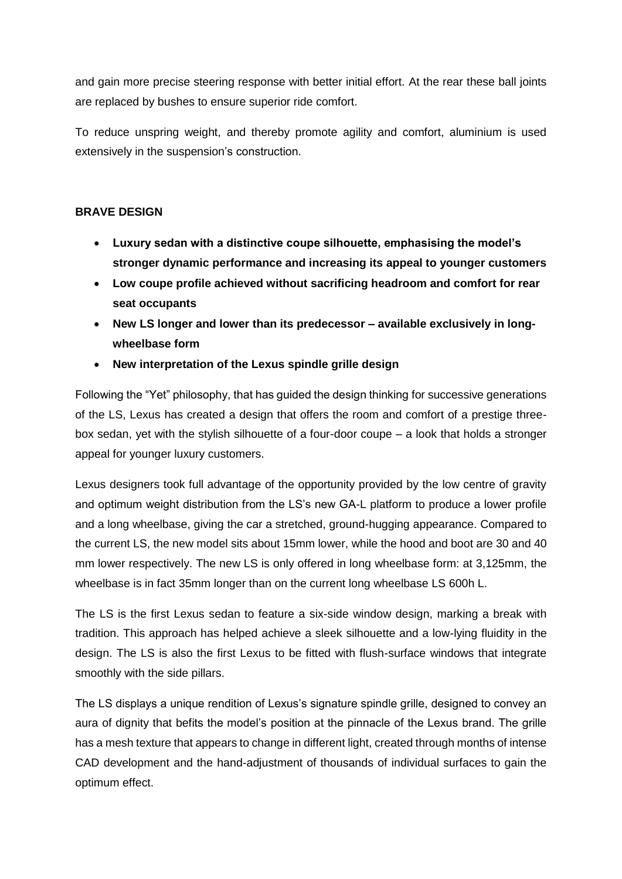and gain more precise steering response with better initial effort. At the rear these ball joints are replaced by bushes to ensure superior ride comfort.

To reduce unspring weight, and thereby promote agility and comfort, aluminium is used extensively in the suspension's construction.

## BRAVE DESIGN

- **Luxury sedan with a distinctive coupe silhouette, emphasising the model's stronger dynamic performance and increasing its appeal to younger customers**
- **Low coupe profile achieved without sacrificing headroom and comfort for rear seat occupants**
- **New LS longer and lower than its predecessor – available exclusively in long-wheelbase form**
- **New interpretation of the Lexus spindle grille design**

Following the "Yet" philosophy, that has guided the design thinking for successive generations of the LS, Lexus has created a design that offers the room and comfort of a prestige three-box sedan, yet with the stylish silhouette of a four-door coupe – a look that holds a stronger appeal for younger luxury customers.

Lexus designers took full advantage of the opportunity provided by the low centre of gravity and optimum weight distribution from the LS's new GA-L platform to produce a lower profile and a long wheelbase, giving the car a stretched, ground-hugging appearance. Compared to the current LS, the new model sits about 15mm lower, while the hood and boot are 30 and 40 mm lower respectively. The new LS is only offered in long wheelbase form: at 3,125mm, the wheelbase is in fact 35mm longer than on the current long wheelbase LS 600h L.

The LS is the first Lexus sedan to feature a six-side window design, marking a break with tradition. This approach has helped achieve a sleek silhouette and a low-lying fluidity in the design. The LS is also the first Lexus to be fitted with flush-surface windows that integrate smoothly with the side pillars.

The LS displays a unique rendition of Lexus's signature spindle grille, designed to convey an aura of dignity that befits the model's position at the pinnacle of the Lexus brand. The grille has a mesh texture that appears to change in different light, created through months of intense CAD development and the hand-adjustment of thousands of individual surfaces to gain the optimum effect.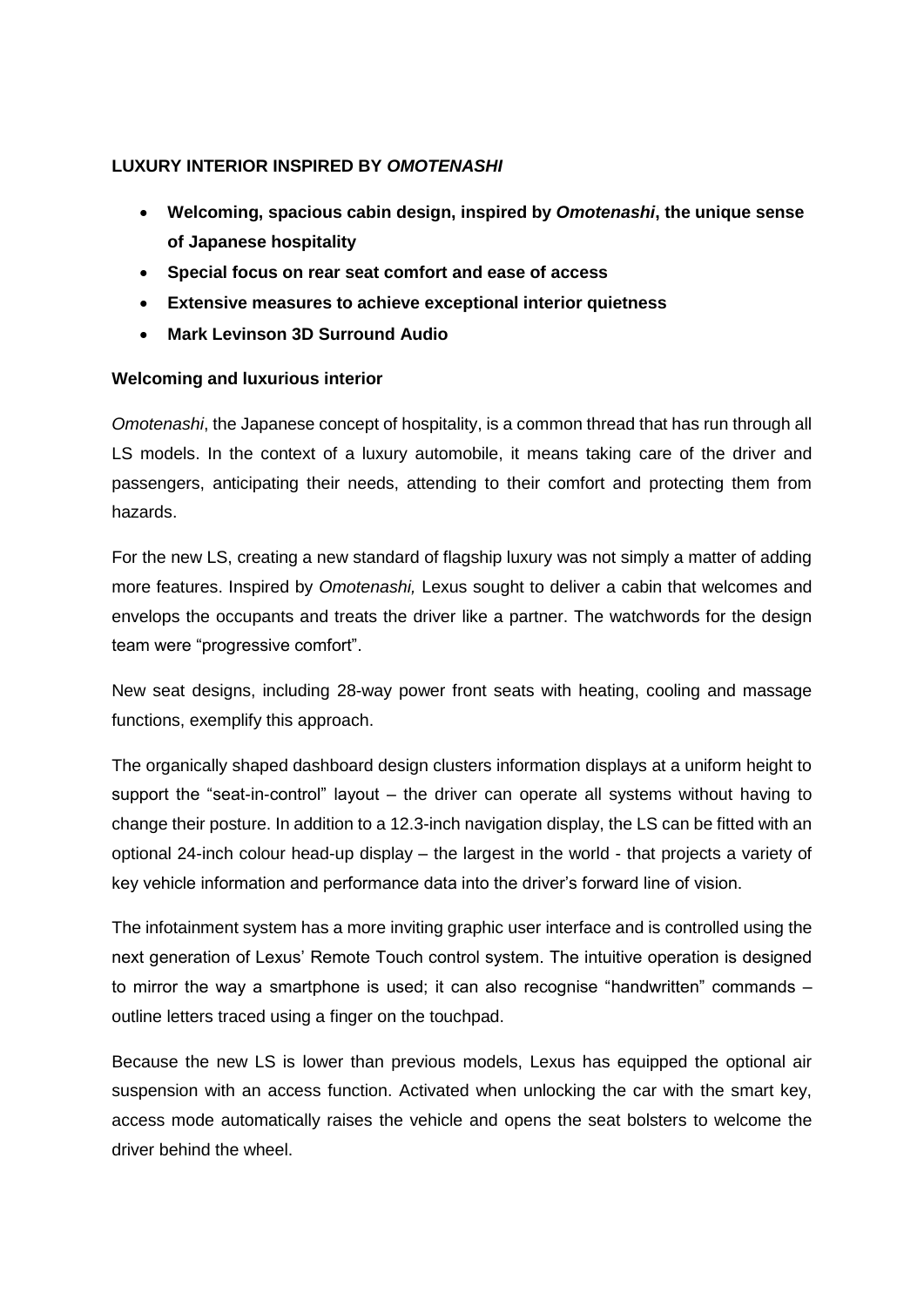## LUXURY INTERIOR INSPIRED BY *OMOTENASHI*

- **Welcoming, spacious cabin design, inspired by *Omotenashi*, the unique sense of Japanese hospitality**
- **Special focus on rear seat comfort and ease of access**
- **Extensive measures to achieve exceptional interior quietness**
- **Mark Levinson 3D Surround Audio**

### Welcoming and luxurious interior

*Omotenashi*, the Japanese concept of hospitality, is a common thread that has run through all LS models. In the context of a luxury automobile, it means taking care of the driver and passengers, anticipating their needs, attending to their comfort and protecting them from hazards.

For the new LS, creating a new standard of flagship luxury was not simply a matter of adding more features. Inspired by *Omotenashi,* Lexus sought to deliver a cabin that welcomes and envelops the occupants and treats the driver like a partner. The watchwords for the design team were "progressive comfort".

New seat designs, including 28-way power front seats with heating, cooling and massage functions, exemplify this approach.

The organically shaped dashboard design clusters information displays at a uniform height to support the "seat-in-control" layout – the driver can operate all systems without having to change their posture. In addition to a 12.3-inch navigation display, the LS can be fitted with an optional 24-inch colour head-up display – the largest in the world - that projects a variety of key vehicle information and performance data into the driver's forward line of vision.

The infotainment system has a more inviting graphic user interface and is controlled using the next generation of Lexus' Remote Touch control system. The intuitive operation is designed to mirror the way a smartphone is used; it can also recognise "handwritten" commands – outline letters traced using a finger on the touchpad.

Because the new LS is lower than previous models, Lexus has equipped the optional air suspension with an access function. Activated when unlocking the car with the smart key, access mode automatically raises the vehicle and opens the seat bolsters to welcome the driver behind the wheel.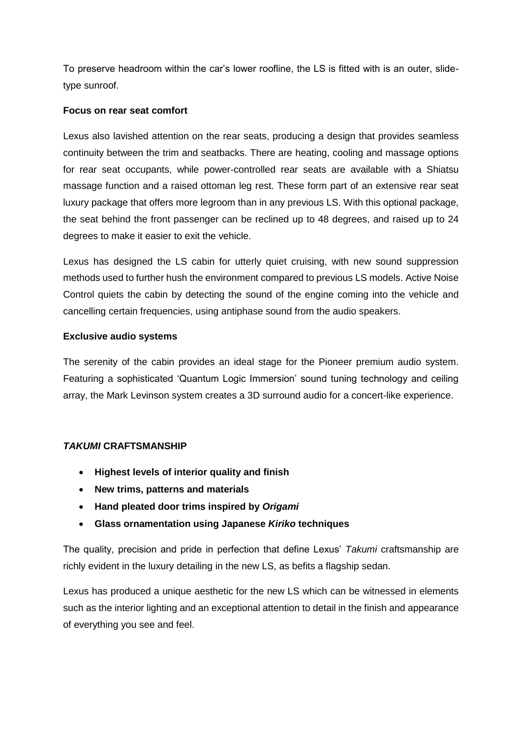To preserve headroom within the car's lower roofline, the LS is fitted with is an outer, slide-type sunroof.

**Focus on rear seat comfort**

Lexus also lavished attention on the rear seats, producing a design that provides seamless continuity between the trim and seatbacks. There are heating, cooling and massage options for rear seat occupants, while power-controlled rear seats are available with a Shiatsu massage function and a raised ottoman leg rest. These form part of an extensive rear seat luxury package that offers more legroom than in any previous LS. With this optional package, the seat behind the front passenger can be reclined up to 48 degrees, and raised up to 24 degrees to make it easier to exit the vehicle.

Lexus has designed the LS cabin for utterly quiet cruising, with new sound suppression methods used to further hush the environment compared to previous LS models. Active Noise Control quiets the cabin by detecting the sound of the engine coming into the vehicle and cancelling certain frequencies, using antiphase sound from the audio speakers.

**Exclusive audio systems**

The serenity of the cabin provides an ideal stage for the Pioneer premium audio system. Featuring a sophisticated 'Quantum Logic Immersion' sound tuning technology and ceiling array, the Mark Levinson system creates a 3D surround audio for a concert-like experience.

## ***TAKUMI*** **CRAFTSMANSHIP**

- **Highest levels of interior quality and finish**
- **New trims, patterns and materials**
- **Hand pleated door trims inspired by *Origami***
- **Glass ornamentation using Japanese *Kiriko* techniques**

The quality, precision and pride in perfection that define Lexus' *Takumi* craftsmanship are richly evident in the luxury detailing in the new LS, as befits a flagship sedan.

Lexus has produced a unique aesthetic for the new LS which can be witnessed in elements such as the interior lighting and an exceptional attention to detail in the finish and appearance of everything you see and feel.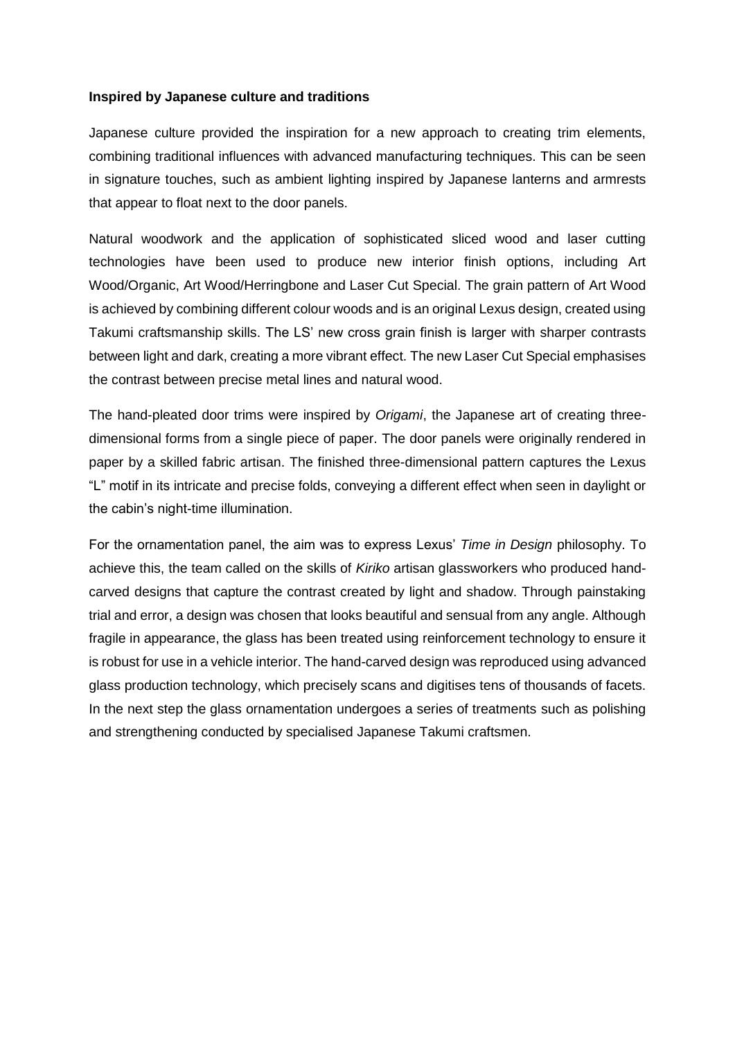**Inspired by Japanese culture and traditions**

Japanese culture provided the inspiration for a new approach to creating trim elements, combining traditional influences with advanced manufacturing techniques. This can be seen in signature touches, such as ambient lighting inspired by Japanese lanterns and armrests that appear to float next to the door panels.

Natural woodwork and the application of sophisticated sliced wood and laser cutting technologies have been used to produce new interior finish options, including Art Wood/Organic, Art Wood/Herringbone and Laser Cut Special. The grain pattern of Art Wood is achieved by combining different colour woods and is an original Lexus design, created using Takumi craftsmanship skills. The LS' new cross grain finish is larger with sharper contrasts between light and dark, creating a more vibrant effect. The new Laser Cut Special emphasises the contrast between precise metal lines and natural wood.

The hand-pleated door trims were inspired by *Origami*, the Japanese art of creating three-dimensional forms from a single piece of paper. The door panels were originally rendered in paper by a skilled fabric artisan. The finished three-dimensional pattern captures the Lexus "L" motif in its intricate and precise folds, conveying a different effect when seen in daylight or the cabin's night-time illumination.

For the ornamentation panel, the aim was to express Lexus' *Time in Design* philosophy. To achieve this, the team called on the skills of *Kiriko* artisan glassworkers who produced hand-carved designs that capture the contrast created by light and shadow. Through painstaking trial and error, a design was chosen that looks beautiful and sensual from any angle. Although fragile in appearance, the glass has been treated using reinforcement technology to ensure it is robust for use in a vehicle interior. The hand-carved design was reproduced using advanced glass production technology, which precisely scans and digitises tens of thousands of facets. In the next step the glass ornamentation undergoes a series of treatments such as polishing and strengthening conducted by specialised Japanese Takumi craftsmen.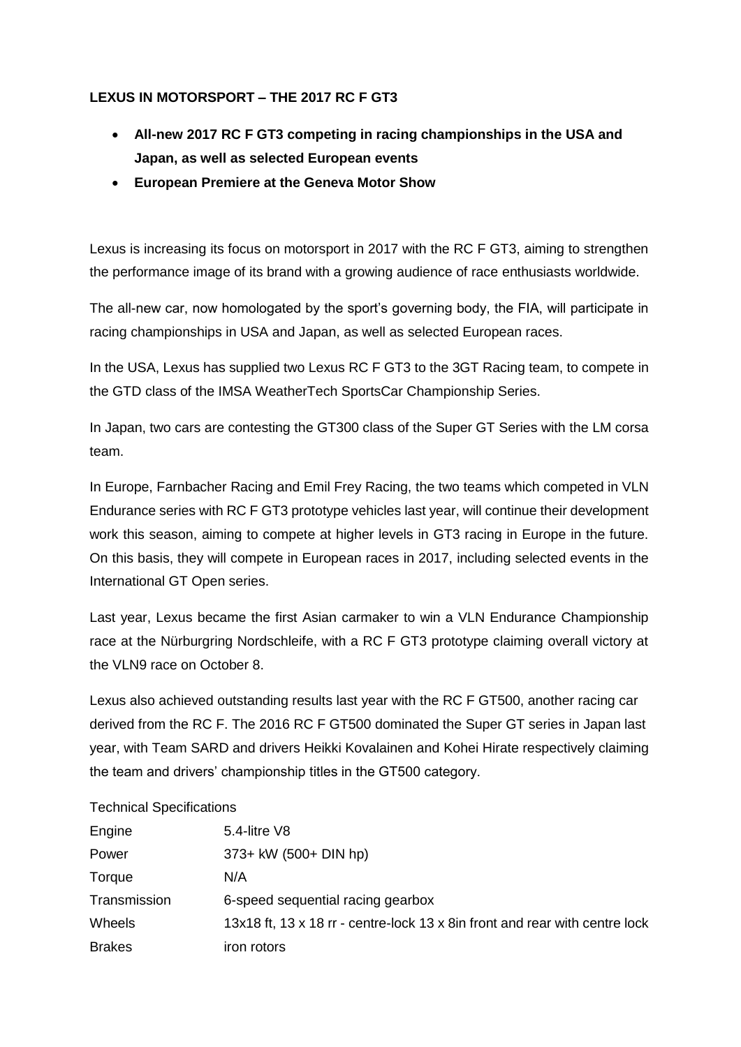**LEXUS IN MOTORSPORT – THE 2017 RC F GT3**

- **All-new 2017 RC F GT3 competing in racing championships in the USA and Japan, as well as selected European events**
- **European Premiere at the Geneva Motor Show**

Lexus is increasing its focus on motorsport in 2017 with the RC F GT3, aiming to strengthen the performance image of its brand with a growing audience of race enthusiasts worldwide.

The all-new car, now homologated by the sport's governing body, the FIA, will participate in racing championships in USA and Japan, as well as selected European races.

In the USA, Lexus has supplied two Lexus RC F GT3 to the 3GT Racing team, to compete in the GTD class of the IMSA WeatherTech SportsCar Championship Series.

In Japan, two cars are contesting the GT300 class of the Super GT Series with the LM corsa team.

In Europe, Farnbacher Racing and Emil Frey Racing, the two teams which competed in VLN Endurance series with RC F GT3 prototype vehicles last year, will continue their development work this season, aiming to compete at higher levels in GT3 racing in Europe in the future. On this basis, they will compete in European races in 2017, including selected events in the International GT Open series.

Last year, Lexus became the first Asian carmaker to win a VLN Endurance Championship race at the Nürburgring Nordschleife, with a RC F GT3 prototype claiming overall victory at the VLN9 race on October 8.

Lexus also achieved outstanding results last year with the RC F GT500, another racing car derived from the RC F. The 2016 RC F GT500 dominated the Super GT series in Japan last year, with Team SARD and drivers Heikki Kovalainen and Kohei Hirate respectively claiming the team and drivers' championship titles in the GT500 category.

Technical Specifications

| | |
|---|---|
| Engine | 5.4-litre V8 |
| Power | 373+ kW (500+ DIN hp) |
| Torque | N/A |
| Transmission | 6-speed sequential racing gearbox |
| Wheels | 13x18 ft, 13 x 18 rr - centre-lock 13 x 8in front and rear with centre lock |
| Brakes | iron rotors |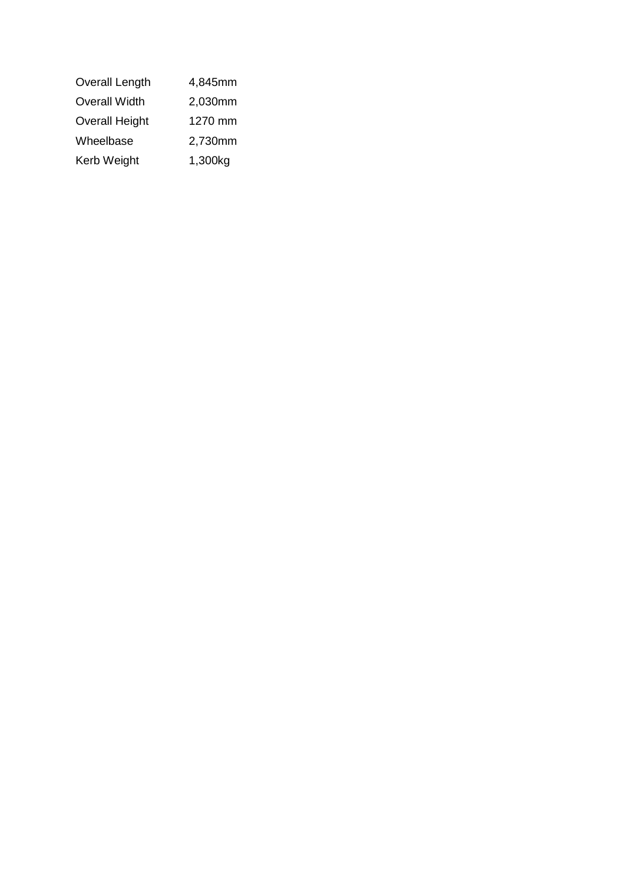| | |
|---|---|
| Overall Length | 4,845mm |
| Overall Width | 2,030mm |
| Overall Height | 1270 mm |
| Wheelbase | 2,730mm |
| Kerb Weight | 1,300kg |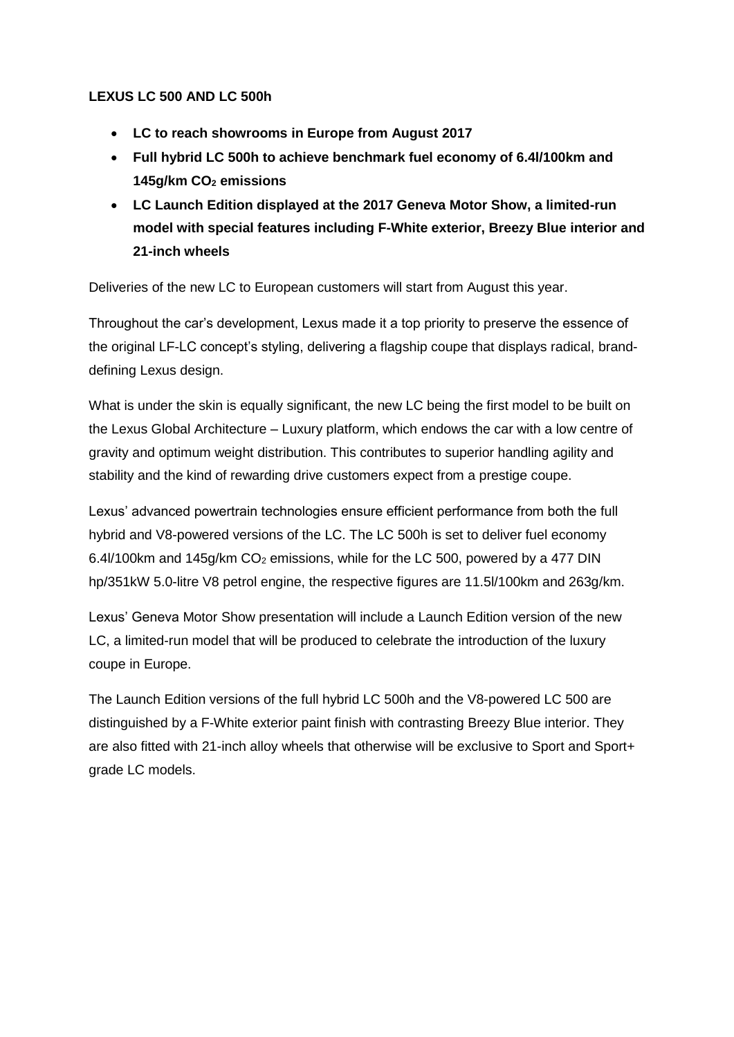**LEXUS LC 500 AND LC 500h**

- **LC to reach showrooms in Europe from August 2017**
- **Full hybrid LC 500h to achieve benchmark fuel economy of 6.4l/100km and 145g/km $CO_2$ emissions**
- **LC Launch Edition displayed at the 2017 Geneva Motor Show, a limited-run model with special features including F-White exterior, Breezy Blue interior and 21-inch wheels**

Deliveries of the new LC to European customers will start from August this year.

Throughout the car's development, Lexus made it a top priority to preserve the essence of the original LF-LC concept's styling, delivering a flagship coupe that displays radical, brand-defining Lexus design.

What is under the skin is equally significant, the new LC being the first model to be built on the Lexus Global Architecture – Luxury platform, which endows the car with a low centre of gravity and optimum weight distribution. This contributes to superior handling agility and stability and the kind of rewarding drive customers expect from a prestige coupe.

Lexus' advanced powertrain technologies ensure efficient performance from both the full hybrid and V8-powered versions of the LC. The LC 500h is set to deliver fuel economy 6.4l/100km and 145g/km $CO_2$ emissions, while for the LC 500, powered by a 477 DIN hp/351kW 5.0-litre V8 petrol engine, the respective figures are 11.5l/100km and 263g/km.

Lexus' Geneva Motor Show presentation will include a Launch Edition version of the new LC, a limited-run model that will be produced to celebrate the introduction of the luxury coupe in Europe.

The Launch Edition versions of the full hybrid LC 500h and the V8-powered LC 500 are distinguished by a F-White exterior paint finish with contrasting Breezy Blue interior. They are also fitted with 21-inch alloy wheels that otherwise will be exclusive to Sport and Sport+ grade LC models.